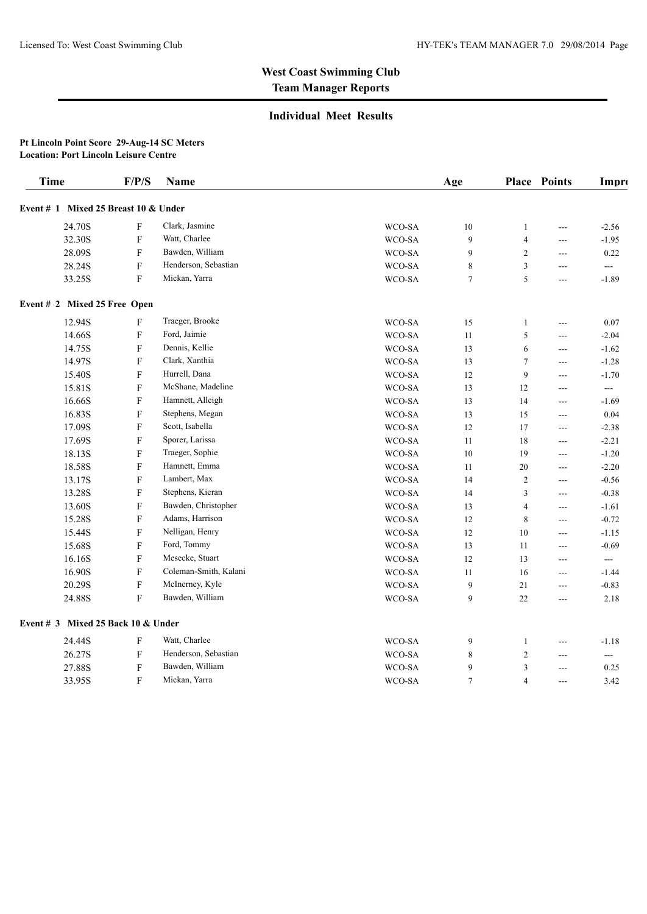# West Coast Swimming Club
## Team Manager Reports

### Individual Meet Results

**Pt Lincoln Point Score 29-Aug-14 SC Meters**
**Location: Port Lincoln Leisure Centre**

| Time | F/P/S | Name | | Age | Place | Points | Impr |
|---|---|---|---|---|---|---|---|
| **Event # 1 Mixed 25 Breast 10 & Under** | | | | | | | |
| 24.70S | F | Clark, Jasmine | WCO-SA | 10 | 1 | --- | -2.56 |
| 32.30S | F | Watt, Charlee | WCO-SA | 9 | 4 | --- | -1.95 |
| 28.09S | F | Bawden, William | WCO-SA | 9 | 2 | --- | 0.22 |
| 28.24S | F | Henderson, Sebastian | WCO-SA | 8 | 3 | --- | --- |
| 33.25S | F | Mickan, Yarra | WCO-SA | 7 | 5 | --- | -1.89 |
| **Event # 2 Mixed 25 Free Open** | | | | | | | |
| 12.94S | F | Traeger, Brooke | WCO-SA | 15 | 1 | --- | 0.07 |
| 14.66S | F | Ford, Jaimie | WCO-SA | 11 | 5 | --- | -2.04 |
| 14.75S | F | Dennis, Kellie | WCO-SA | 13 | 6 | --- | -1.62 |
| 14.97S | F | Clark, Xanthia | WCO-SA | 13 | 7 | --- | -1.28 |
| 15.40S | F | Hurrell, Dana | WCO-SA | 12 | 9 | --- | -1.70 |
| 15.81S | F | McShane, Madeline | WCO-SA | 13 | 12 | --- | --- |
| 16.66S | F | Hamnett, Alleigh | WCO-SA | 13 | 14 | --- | -1.69 |
| 16.83S | F | Stephens, Megan | WCO-SA | 13 | 15 | --- | 0.04 |
| 17.09S | F | Scott, Isabella | WCO-SA | 12 | 17 | --- | -2.38 |
| 17.69S | F | Sporer, Larissa | WCO-SA | 11 | 18 | --- | -2.21 |
| 18.13S | F | Traeger, Sophie | WCO-SA | 10 | 19 | --- | -1.20 |
| 18.58S | F | Hamnett, Emma | WCO-SA | 11 | 20 | --- | -2.20 |
| 13.17S | F | Lambert, Max | WCO-SA | 14 | 2 | --- | -0.56 |
| 13.28S | F | Stephens, Kieran | WCO-SA | 14 | 3 | --- | -0.38 |
| 13.60S | F | Bawden, Christopher | WCO-SA | 13 | 4 | --- | -1.61 |
| 15.28S | F | Adams, Harrison | WCO-SA | 12 | 8 | --- | -0.72 |
| 15.44S | F | Nelligan, Henry | WCO-SA | 12 | 10 | --- | -1.15 |
| 15.68S | F | Ford, Tommy | WCO-SA | 13 | 11 | --- | -0.69 |
| 16.16S | F | Mesecke, Stuart | WCO-SA | 12 | 13 | --- | --- |
| 16.90S | F | Coleman-Smith, Kalani | WCO-SA | 11 | 16 | --- | -1.44 |
| 20.29S | F | McInerney, Kyle | WCO-SA | 9 | 21 | --- | -0.83 |
| 24.88S | F | Bawden, William | WCO-SA | 9 | 22 | --- | 2.18 |
| **Event # 3 Mixed 25 Back 10 & Under** | | | | | | | |
| 24.44S | F | Watt, Charlee | WCO-SA | 9 | 1 | --- | -1.18 |
| 26.27S | F | Henderson, Sebastian | WCO-SA | 8 | 2 | --- | --- |
| 27.88S | F | Bawden, William | WCO-SA | 9 | 3 | --- | 0.25 |
| 33.95S | F | Mickan, Yarra | WCO-SA | 7 | 4 | --- | 3.42 |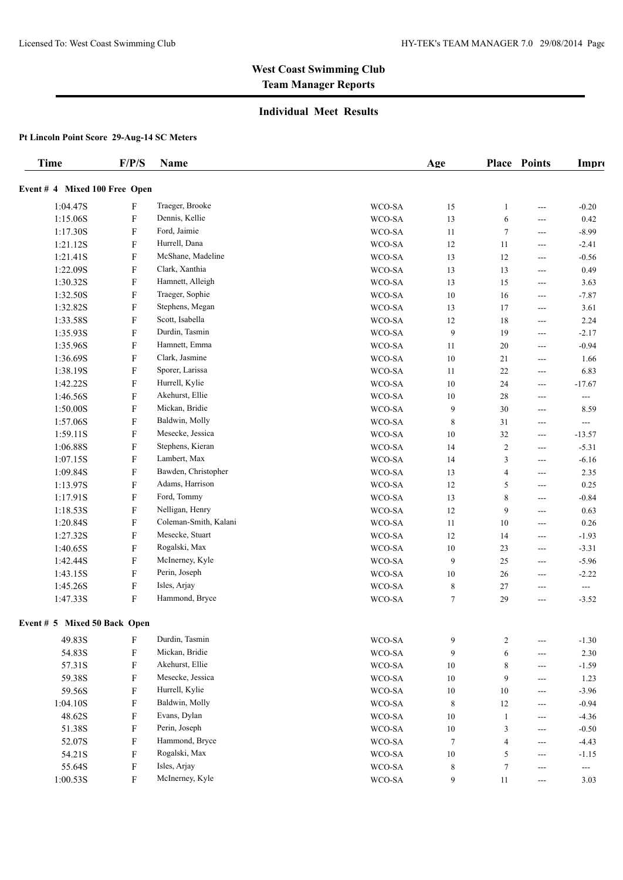# West Coast Swimming Club
## Team Manager Reports

### Individual Meet Results

**Pt Lincoln Point Score 29-Aug-14 SC Meters**

| Time | F/P/S | Name | | Age | Place | Points | Impro |
|---|---|---|---|---|---|---|---|
| **Event # 4 Mixed 100 Free Open** | | | | | | | |
| 1:04.47S | F | Traeger, Brooke | WCO-SA | 15 | 1 | --- | -0.20 |
| 1:15.06S | F | Dennis, Kellie | WCO-SA | 13 | 6 | --- | 0.42 |
| 1:17.30S | F | Ford, Jaimie | WCO-SA | 11 | 7 | --- | -8.99 |
| 1:21.12S | F | Hurrell, Dana | WCO-SA | 12 | 11 | --- | -2.41 |
| 1:21.41S | F | McShane, Madeline | WCO-SA | 13 | 12 | --- | -0.56 |
| 1:22.09S | F | Clark, Xanthia | WCO-SA | 13 | 13 | --- | 0.49 |
| 1:30.32S | F | Hamnett, Alleigh | WCO-SA | 13 | 15 | --- | 3.63 |
| 1:32.50S | F | Traeger, Sophie | WCO-SA | 10 | 16 | --- | -7.87 |
| 1:32.82S | F | Stephens, Megan | WCO-SA | 13 | 17 | --- | 3.61 |
| 1:33.58S | F | Scott, Isabella | WCO-SA | 12 | 18 | --- | 2.24 |
| 1:35.93S | F | Durdin, Tasmin | WCO-SA | 9 | 19 | --- | -2.17 |
| 1:35.96S | F | Hamnett, Emma | WCO-SA | 11 | 20 | --- | -0.94 |
| 1:36.69S | F | Clark, Jasmine | WCO-SA | 10 | 21 | --- | 1.66 |
| 1:38.19S | F | Sporer, Larissa | WCO-SA | 11 | 22 | --- | 6.83 |
| 1:42.22S | F | Hurrell, Kylie | WCO-SA | 10 | 24 | --- | -17.67 |
| 1:46.56S | F | Akehurst, Ellie | WCO-SA | 10 | 28 | --- | --- |
| 1:50.00S | F | Mickan, Bridie | WCO-SA | 9 | 30 | --- | 8.59 |
| 1:57.06S | F | Baldwin, Molly | WCO-SA | 8 | 31 | --- | --- |
| 1:59.11S | F | Mesecke, Jessica | WCO-SA | 10 | 32 | --- | -13.57 |
| 1:06.88S | F | Stephens, Kieran | WCO-SA | 14 | 2 | --- | -5.31 |
| 1:07.15S | F | Lambert, Max | WCO-SA | 14 | 3 | --- | -6.16 |
| 1:09.84S | F | Bawden, Christopher | WCO-SA | 13 | 4 | --- | 2.35 |
| 1:13.97S | F | Adams, Harrison | WCO-SA | 12 | 5 | --- | 0.25 |
| 1:17.91S | F | Ford, Tommy | WCO-SA | 13 | 8 | --- | -0.84 |
| 1:18.53S | F | Nelligan, Henry | WCO-SA | 12 | 9 | --- | 0.63 |
| 1:20.84S | F | Coleman-Smith, Kalani | WCO-SA | 11 | 10 | --- | 0.26 |
| 1:27.32S | F | Mesecke, Stuart | WCO-SA | 12 | 14 | --- | -1.93 |
| 1:40.65S | F | Rogalski, Max | WCO-SA | 10 | 23 | --- | -3.31 |
| 1:42.44S | F | McInerney, Kyle | WCO-SA | 9 | 25 | --- | -5.96 |
| 1:43.15S | F | Perin, Joseph | WCO-SA | 10 | 26 | --- | -2.22 |
| 1:45.26S | F | Isles, Arjay | WCO-SA | 8 | 27 | --- | --- |
| 1:47.33S | F | Hammond, Bryce | WCO-SA | 7 | 29 | --- | -3.52 |
| **Event # 5 Mixed 50 Back Open** | | | | | | | |
| 49.83S | F | Durdin, Tasmin | WCO-SA | 9 | 2 | --- | -1.30 |
| 54.83S | F | Mickan, Bridie | WCO-SA | 9 | 6 | --- | 2.30 |
| 57.31S | F | Akehurst, Ellie | WCO-SA | 10 | 8 | --- | -1.59 |
| 59.38S | F | Mesecke, Jessica | WCO-SA | 10 | 9 | --- | 1.23 |
| 59.56S | F | Hurrell, Kylie | WCO-SA | 10 | 10 | --- | -3.96 |
| 1:04.10S | F | Baldwin, Molly | WCO-SA | 8 | 12 | --- | -0.94 |
| 48.62S | F | Evans, Dylan | WCO-SA | 10 | 1 | --- | -4.36 |
| 51.38S | F | Perin, Joseph | WCO-SA | 10 | 3 | --- | -0.50 |
| 52.07S | F | Hammond, Bryce | WCO-SA | 7 | 4 | --- | -4.43 |
| 54.21S | F | Rogalski, Max | WCO-SA | 10 | 5 | --- | -1.15 |
| 55.64S | F | Isles, Arjay | WCO-SA | 8 | 7 | --- | --- |
| 1:00.53S | F | McInerney, Kyle | WCO-SA | 9 | 11 | --- | 3.03 |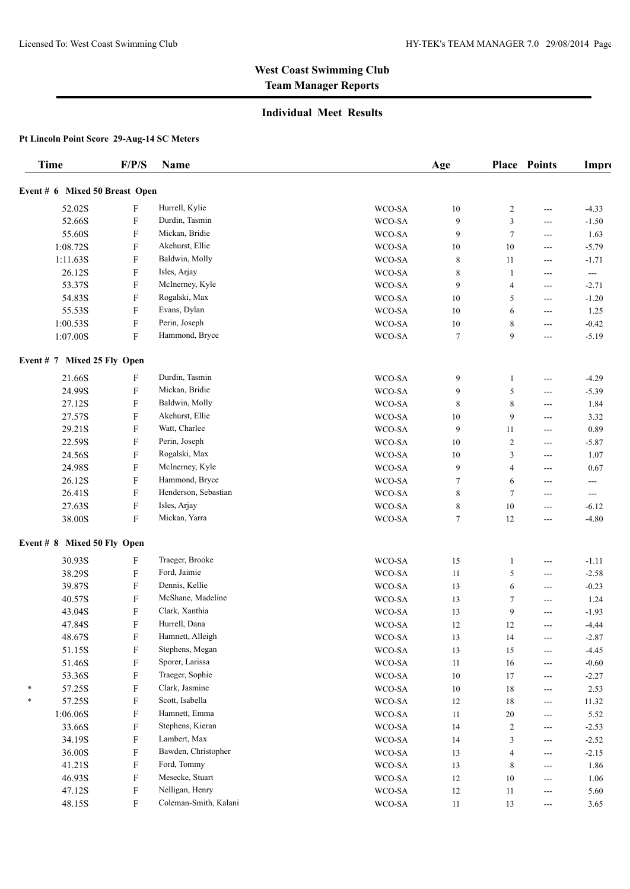Licensed To: West Coast Swimming Club

HY-TEK's TEAM MANAGER 7.0 29/08/2014

## West Coast Swimming Club
### Team Manager Reports

### Individual Meet Results

**Pt Lincoln Point Score 29-Aug-14 SC Meters**

| | Time | F/P/S | Name | | Age | Place | Points | Impro |
|---|---|---|---|---|---|---|---|---|
| **Event # 6 Mixed 50 Breast Open** | | | | | | | | |
| | 52.02S | F | Hurrell, Kylie | WCO-SA | 10 | 2 | --- | -4.33 |
| | 52.66S | F | Durdin, Tasmin | WCO-SA | 9 | 3 | --- | -1.50 |
| | 55.60S | F | Mickan, Bridie | WCO-SA | 9 | 7 | --- | 1.63 |
| | 1:08.72S | F | Akehurst, Ellie | WCO-SA | 10 | 10 | --- | -5.79 |
| | 1:11.63S | F | Baldwin, Molly | WCO-SA | 8 | 11 | --- | -1.71 |
| | 26.12S | F | Isles, Arjay | WCO-SA | 8 | 1 | --- | --- |
| | 53.37S | F | McInerney, Kyle | WCO-SA | 9 | 4 | --- | -2.71 |
| | 54.83S | F | Rogalski, Max | WCO-SA | 10 | 5 | --- | -1.20 |
| | 55.53S | F | Evans, Dylan | WCO-SA | 10 | 6 | --- | 1.25 |
| | 1:00.53S | F | Perin, Joseph | WCO-SA | 10 | 8 | --- | -0.42 |
| | 1:07.00S | F | Hammond, Bryce | WCO-SA | 7 | 9 | --- | -5.19 |
| **Event # 7 Mixed 25 Fly Open** | | | | | | | | |
| | 21.66S | F | Durdin, Tasmin | WCO-SA | 9 | 1 | --- | -4.29 |
| | 24.99S | F | Mickan, Bridie | WCO-SA | 9 | 5 | --- | -5.39 |
| | 27.12S | F | Baldwin, Molly | WCO-SA | 8 | 8 | --- | 1.84 |
| | 27.57S | F | Akehurst, Ellie | WCO-SA | 10 | 9 | --- | 3.32 |
| | 29.21S | F | Watt, Charlee | WCO-SA | 9 | 11 | --- | 0.89 |
| | 22.59S | F | Perin, Joseph | WCO-SA | 10 | 2 | --- | -5.87 |
| | 24.56S | F | Rogalski, Max | WCO-SA | 10 | 3 | --- | 1.07 |
| | 24.98S | F | McInerney, Kyle | WCO-SA | 9 | 4 | --- | 0.67 |
| | 26.12S | F | Hammond, Bryce | WCO-SA | 7 | 6 | --- | --- |
| | 26.41S | F | Henderson, Sebastian | WCO-SA | 8 | 7 | --- | --- |
| | 27.63S | F | Isles, Arjay | WCO-SA | 8 | 10 | --- | -6.12 |
| | 38.00S | F | Mickan, Yarra | WCO-SA | 7 | 12 | --- | -4.80 |
| **Event # 8 Mixed 50 Fly Open** | | | | | | | | |
| | 30.93S | F | Traeger, Brooke | WCO-SA | 15 | 1 | --- | -1.11 |
| | 38.29S | F | Ford, Jaimie | WCO-SA | 11 | 5 | --- | -2.58 |
| | 39.87S | F | Dennis, Kellie | WCO-SA | 13 | 6 | --- | -0.23 |
| | 40.57S | F | McShane, Madeline | WCO-SA | 13 | 7 | --- | 1.24 |
| | 43.04S | F | Clark, Xanthia | WCO-SA | 13 | 9 | --- | -1.93 |
| | 47.84S | F | Hurrell, Dana | WCO-SA | 12 | 12 | --- | -4.44 |
| | 48.67S | F | Hamnett, Alleigh | WCO-SA | 13 | 14 | --- | -2.87 |
| | 51.15S | F | Stephens, Megan | WCO-SA | 13 | 15 | --- | -4.45 |
| | 51.46S | F | Sporer, Larissa | WCO-SA | 11 | 16 | --- | -0.60 |
| | 53.36S | F | Traeger, Sophie | WCO-SA | 10 | 17 | --- | -2.27 |
| * | 57.25S | F | Clark, Jasmine | WCO-SA | 10 | 18 | --- | 2.53 |
| * | 57.25S | F | Scott, Isabella | WCO-SA | 12 | 18 | --- | 11.32 |
| | 1:06.06S | F | Hamnett, Emma | WCO-SA | 11 | 20 | --- | 5.52 |
| | 33.66S | F | Stephens, Kieran | WCO-SA | 14 | 2 | --- | -2.53 |
| | 34.19S | F | Lambert, Max | WCO-SA | 14 | 3 | --- | -2.52 |
| | 36.00S | F | Bawden, Christopher | WCO-SA | 13 | 4 | --- | -2.15 |
| | 41.21S | F | Ford, Tommy | WCO-SA | 13 | 8 | --- | 1.86 |
| | 46.93S | F | Mesecke, Stuart | WCO-SA | 12 | 10 | --- | 1.06 |
| | 47.12S | F | Nelligan, Henry | WCO-SA | 12 | 11 | --- | 5.60 |
| | 48.15S | F | Coleman-Smith, Kalani | WCO-SA | 11 | 13 | --- | 3.65 |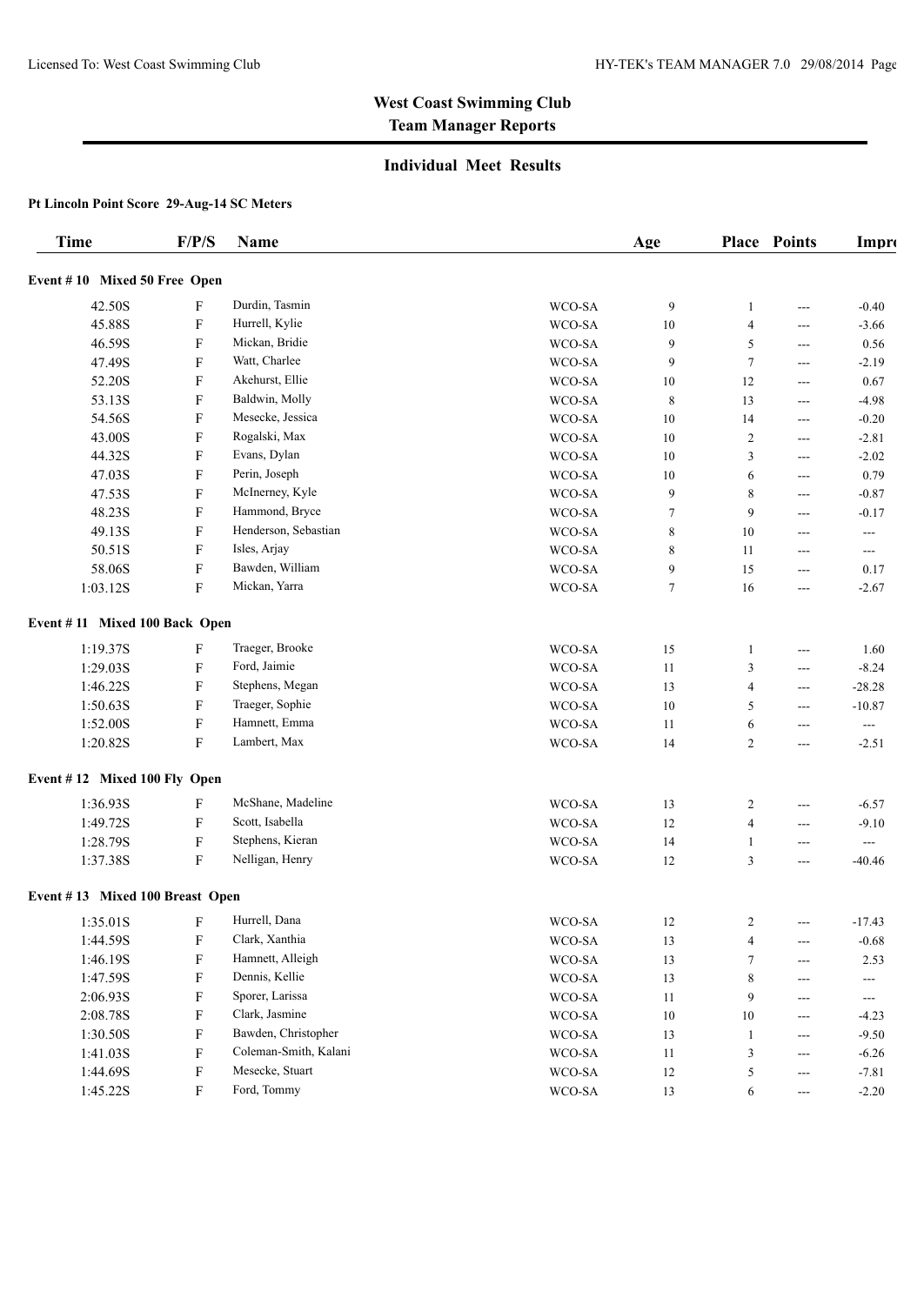# West Coast Swimming Club
## Team Manager Reports

### Individual Meet Results

**Pt Lincoln Point Score 29-Aug-14 SC Meters**

| Time | F/P/S | Name | | Age | Place | Points | Impr |
|---|---|---|---|---|---|---|---|
| **Event # 10 Mixed 50 Free Open** | | | | | | | |
| 42.50S | F | Durdin, Tasmin | WCO-SA | 9 | 1 | --- | -0.40 |
| 45.88S | F | Hurrell, Kylie | WCO-SA | 10 | 4 | --- | -3.66 |
| 46.59S | F | Mickan, Bridie | WCO-SA | 9 | 5 | --- | 0.56 |
| 47.49S | F | Watt, Charlee | WCO-SA | 9 | 7 | --- | -2.19 |
| 52.20S | F | Akehurst, Ellie | WCO-SA | 10 | 12 | --- | 0.67 |
| 53.13S | F | Baldwin, Molly | WCO-SA | 8 | 13 | --- | -4.98 |
| 54.56S | F | Mesecke, Jessica | WCO-SA | 10 | 14 | --- | -0.20 |
| 43.00S | F | Rogalski, Max | WCO-SA | 10 | 2 | --- | -2.81 |
| 44.32S | F | Evans, Dylan | WCO-SA | 10 | 3 | --- | -2.02 |
| 47.03S | F | Perin, Joseph | WCO-SA | 10 | 6 | --- | 0.79 |
| 47.53S | F | McInerney, Kyle | WCO-SA | 9 | 8 | --- | -0.87 |
| 48.23S | F | Hammond, Bryce | WCO-SA | 7 | 9 | --- | -0.17 |
| 49.13S | F | Henderson, Sebastian | WCO-SA | 8 | 10 | --- | --- |
| 50.51S | F | Isles, Arjay | WCO-SA | 8 | 11 | --- | --- |
| 58.06S | F | Bawden, William | WCO-SA | 9 | 15 | --- | 0.17 |
| 1:03.12S | F | Mickan, Yarra | WCO-SA | 7 | 16 | --- | -2.67 |
| **Event # 11 Mixed 100 Back Open** | | | | | | | |
| 1:19.37S | F | Traeger, Brooke | WCO-SA | 15 | 1 | --- | 1.60 |
| 1:29.03S | F | Ford, Jaimie | WCO-SA | 11 | 3 | --- | -8.24 |
| 1:46.22S | F | Stephens, Megan | WCO-SA | 13 | 4 | --- | -28.28 |
| 1:50.63S | F | Traeger, Sophie | WCO-SA | 10 | 5 | --- | -10.87 |
| 1:52.00S | F | Hamnett, Emma | WCO-SA | 11 | 6 | --- | --- |
| 1:20.82S | F | Lambert, Max | WCO-SA | 14 | 2 | --- | -2.51 |
| **Event # 12 Mixed 100 Fly Open** | | | | | | | |
| 1:36.93S | F | McShane, Madeline | WCO-SA | 13 | 2 | --- | -6.57 |
| 1:49.72S | F | Scott, Isabella | WCO-SA | 12 | 4 | --- | -9.10 |
| 1:28.79S | F | Stephens, Kieran | WCO-SA | 14 | 1 | --- | --- |
| 1:37.38S | F | Nelligan, Henry | WCO-SA | 12 | 3 | --- | -40.46 |
| **Event # 13 Mixed 100 Breast Open** | | | | | | | |
| 1:35.01S | F | Hurrell, Dana | WCO-SA | 12 | 2 | --- | -17.43 |
| 1:44.59S | F | Clark, Xanthia | WCO-SA | 13 | 4 | --- | -0.68 |
| 1:46.19S | F | Hamnett, Alleigh | WCO-SA | 13 | 7 | --- | 2.53 |
| 1:47.59S | F | Dennis, Kellie | WCO-SA | 13 | 8 | --- | --- |
| 2:06.93S | F | Sporer, Larissa | WCO-SA | 11 | 9 | --- | --- |
| 2:08.78S | F | Clark, Jasmine | WCO-SA | 10 | 10 | --- | -4.23 |
| 1:30.50S | F | Bawden, Christopher | WCO-SA | 13 | 1 | --- | -9.50 |
| 1:41.03S | F | Coleman-Smith, Kalani | WCO-SA | 11 | 3 | --- | -6.26 |
| 1:44.69S | F | Mesecke, Stuart | WCO-SA | 12 | 5 | --- | -7.81 |
| 1:45.22S | F | Ford, Tommy | WCO-SA | 13 | 6 | --- | -2.20 |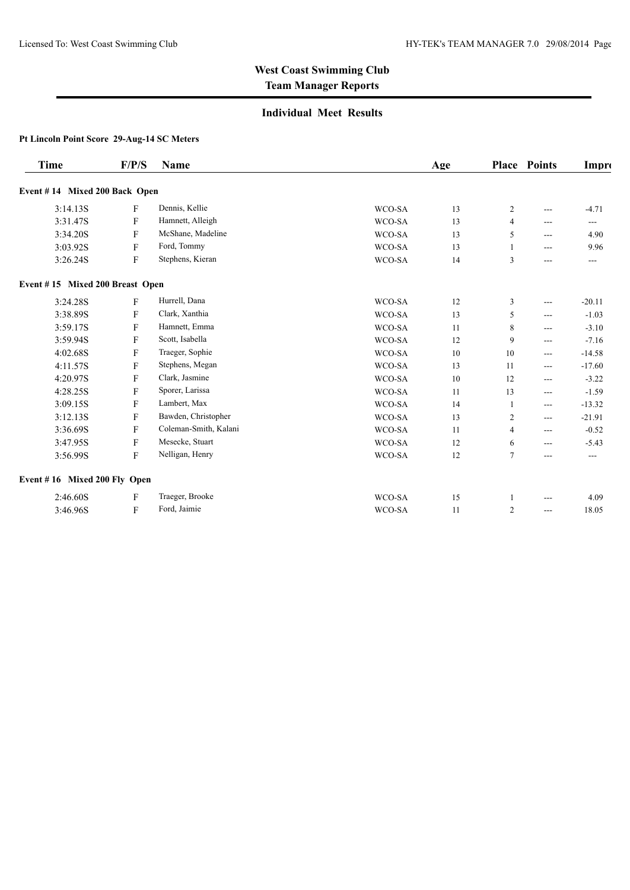## West Coast Swimming Club
## Team Manager Reports

### Individual Meet Results

**Pt Lincoln Point Score 29-Aug-14 SC Meters**

| Time | F/P/S | Name | | Age | Place | Points | Impr |
|---|---|---|---|---|---|---|---|
| **Event # 14 Mixed 200 Back Open** | | | | | | | |
| 3:14.13S | F | Dennis, Kellie | WCO-SA | 13 | 2 | --- | -4.71 |
| 3:31.47S | F | Hamnett, Alleigh | WCO-SA | 13 | 4 | --- | --- |
| 3:34.20S | F | McShane, Madeline | WCO-SA | 13 | 5 | --- | 4.90 |
| 3:03.92S | F | Ford, Tommy | WCO-SA | 13 | 1 | --- | 9.96 |
| 3:26.24S | F | Stephens, Kieran | WCO-SA | 14 | 3 | --- | --- |
| **Event # 15 Mixed 200 Breast Open** | | | | | | | |
| 3:24.28S | F | Hurrell, Dana | WCO-SA | 12 | 3 | --- | -20.11 |
| 3:38.89S | F | Clark, Xanthia | WCO-SA | 13 | 5 | --- | -1.03 |
| 3:59.17S | F | Hamnett, Emma | WCO-SA | 11 | 8 | --- | -3.10 |
| 3:59.94S | F | Scott, Isabella | WCO-SA | 12 | 9 | --- | -7.16 |
| 4:02.68S | F | Traeger, Sophie | WCO-SA | 10 | 10 | --- | -14.58 |
| 4:11.57S | F | Stephens, Megan | WCO-SA | 13 | 11 | --- | -17.60 |
| 4:20.97S | F | Clark, Jasmine | WCO-SA | 10 | 12 | --- | -3.22 |
| 4:28.25S | F | Sporer, Larissa | WCO-SA | 11 | 13 | --- | -1.59 |
| 3:09.15S | F | Lambert, Max | WCO-SA | 14 | 1 | --- | -13.32 |
| 3:12.13S | F | Bawden, Christopher | WCO-SA | 13 | 2 | --- | -21.91 |
| 3:36.69S | F | Coleman-Smith, Kalani | WCO-SA | 11 | 4 | --- | -0.52 |
| 3:47.95S | F | Mesecke, Stuart | WCO-SA | 12 | 6 | --- | -5.43 |
| 3:56.99S | F | Nelligan, Henry | WCO-SA | 12 | 7 | --- | --- |
| **Event # 16 Mixed 200 Fly Open** | | | | | | | |
| 2:46.60S | F | Traeger, Brooke | WCO-SA | 15 | 1 | --- | 4.09 |
| 3:46.96S | F | Ford, Jaimie | WCO-SA | 11 | 2 | --- | 18.05 |